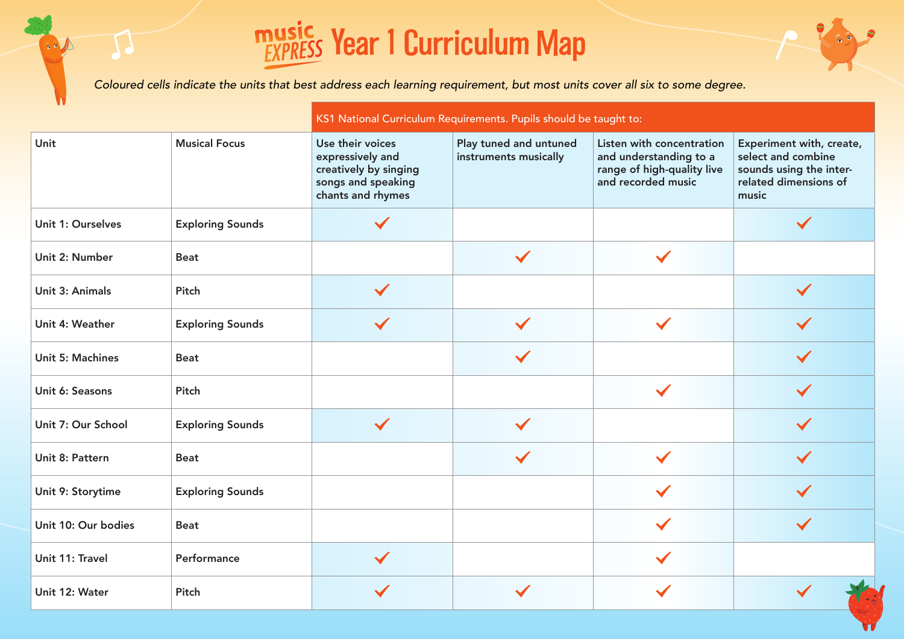# music EXPRESS Year 1 Curriculum Map

*Coloured cells indicate the units that best address each learning requirement, but most units cover all six to some degree.*

| | | KS1 National Curriculum Requirements. Pupils should be taught to: | | | |
|---|---|---|---|---|---|
| Unit | Musical Focus | Use their voices expressively and creatively by singing songs and speaking chants and rhymes | Play tuned and untuned instruments musically | Listen with concentration and understanding to a range of high-quality live and recorded music | Experiment with, create, select and combine sounds using the inter-related dimensions of music |
| Unit 1: Ourselves | Exploring Sounds | ✓ | | | ✓ |
| Unit 2: Number | Beat | | ✓ | ✓ | |
| Unit 3: Animals | Pitch | ✓ | | | ✓ |
| Unit 4: Weather | Exploring Sounds | ✓ | ✓ | ✓ | ✓ |
| Unit 5: Machines | Beat | | ✓ | | ✓ |
| Unit 6: Seasons | Pitch | | | ✓ | ✓ |
| Unit 7: Our School | Exploring Sounds | ✓ | ✓ | | ✓ |
| Unit 8: Pattern | Beat | | ✓ | ✓ | ✓ |
| Unit 9: Storytime | Exploring Sounds | | | ✓ | ✓ |
| Unit 10: Our bodies | Beat | | | ✓ | ✓ |
| Unit 11: Travel | Performance | ✓ | | ✓ | |
| Unit 12: Water | Pitch | ✓ | ✓ | ✓ | ✓ |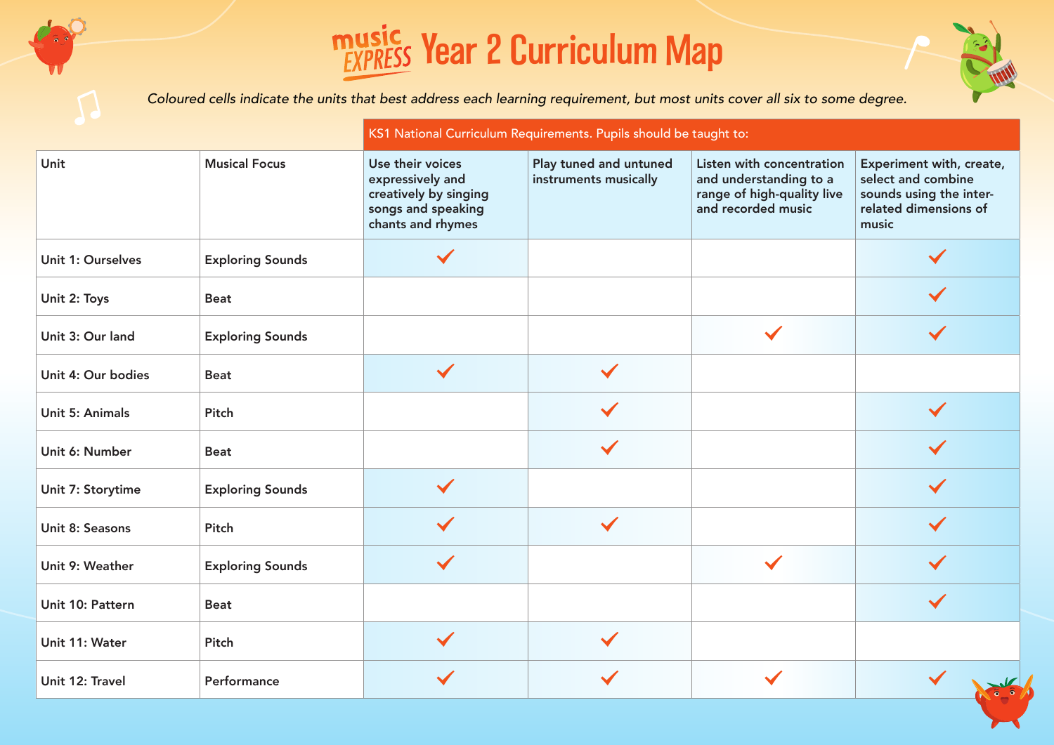# music EXPRESS Year 2 Curriculum Map

*Coloured cells indicate the units that best address each learning requirement, but most units cover all six to some degree.*

| Unit | Musical Focus | KS1 National Curriculum Requirements. Pupils should be taught to: | | | |
|---|---|---|---|---|---|
| | | Use their voices expressively and creatively by singing songs and speaking chants and rhymes | Play tuned and untuned instruments musically | Listen with concentration and understanding to a range of high-quality live and recorded music | Experiment with, create, select and combine sounds using the inter-related dimensions of music |
| Unit 1: Ourselves | Exploring Sounds | ✓ | | | ✓ |
| Unit 2: Toys | Beat | | | | ✓ |
| Unit 3: Our land | Exploring Sounds | | | ✓ | ✓ |
| Unit 4: Our bodies | Beat | ✓ | ✓ | | |
| Unit 5: Animals | Pitch | | ✓ | | ✓ |
| Unit 6: Number | Beat | | ✓ | | ✓ |
| Unit 7: Storytime | Exploring Sounds | ✓ | | | ✓ |
| Unit 8: Seasons | Pitch | ✓ | ✓ | | ✓ |
| Unit 9: Weather | Exploring Sounds | ✓ | | ✓ | ✓ |
| Unit 10: Pattern | Beat | | | | ✓ |
| Unit 11: Water | Pitch | ✓ | ✓ | | |
| Unit 12: Travel | Performance | ✓ | ✓ | ✓ | ✓ |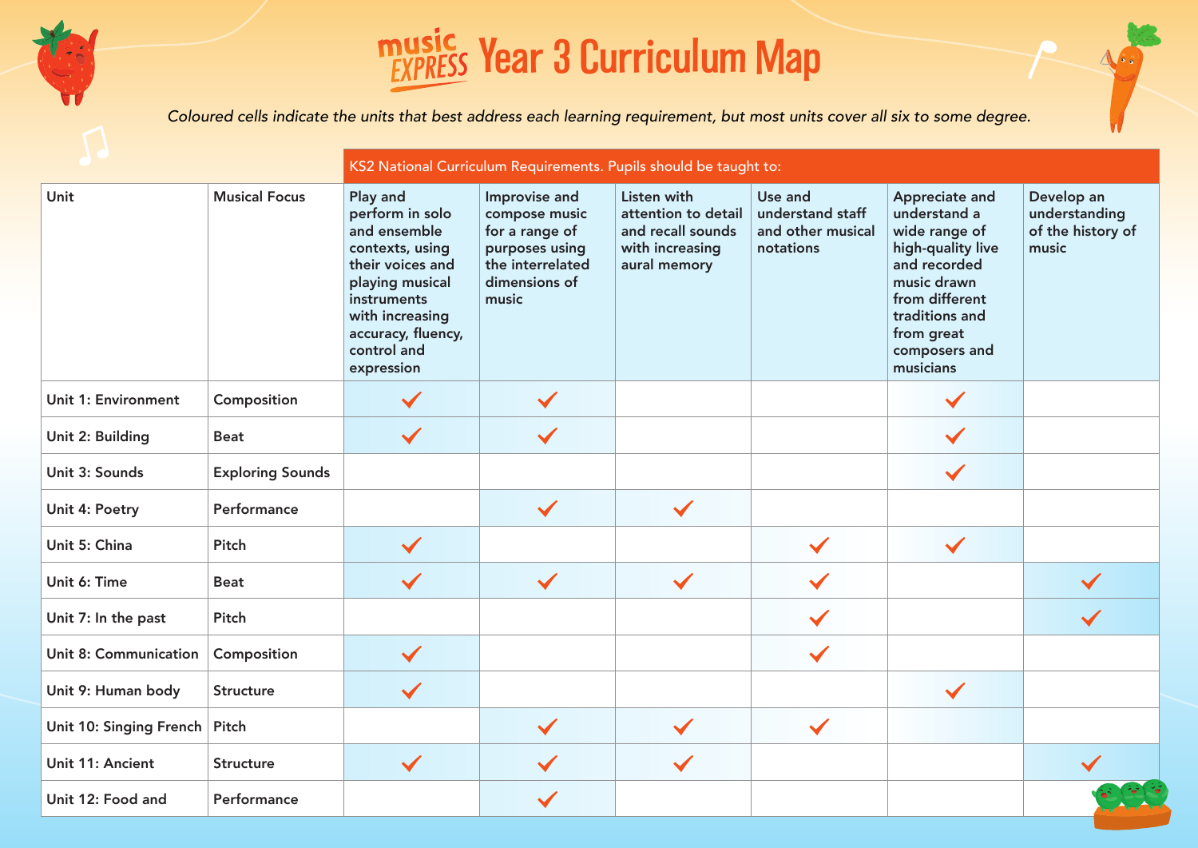# music EXPRESS Year 3 Curriculum Map

*Coloured cells indicate the units that best address each learning requirement, but most units cover all six to some degree.*

| | | KS2 National Curriculum Requirements. Pupils should be taught to: | | | | | |
|---|---|---|---|---|---|---|---|
| Unit | Musical Focus | Play and perform in solo and ensemble contexts, using their voices and playing musical instruments with increasing accuracy, fluency, control and expression | Improvise and compose music for a range of purposes using the interrelated dimensions of music | Listen with attention to detail and recall sounds with increasing aural memory | Use and understand staff and other musical notations | Appreciate and understand a wide range of high-quality live and recorded music drawn from different traditions and from great composers and musicians | Develop an understanding of the history of music |
| Unit 1: Environment | Composition | ✓ | ✓ | | | ✓ | |
| Unit 2: Building | Beat | ✓ | ✓ | | | ✓ | |
| Unit 3: Sounds | Exploring Sounds | | | | | ✓ | |
| Unit 4: Poetry | Performance | | ✓ | ✓ | | | |
| Unit 5: China | Pitch | ✓ | | | ✓ | ✓ | |
| Unit 6: Time | Beat | ✓ | ✓ | ✓ | ✓ | | ✓ |
| Unit 7: In the past | Pitch | | | | ✓ | | ✓ |
| Unit 8: Communication | Composition | ✓ | | | ✓ | | |
| Unit 9: Human body | Structure | ✓ | | | | ✓ | |
| Unit 10: Singing French | Pitch | | ✓ | ✓ | ✓ | | |
| Unit 11: Ancient | Structure | ✓ | ✓ | ✓ | | | ✓ |
| Unit 12: Food and | Performance | | ✓ | | | | |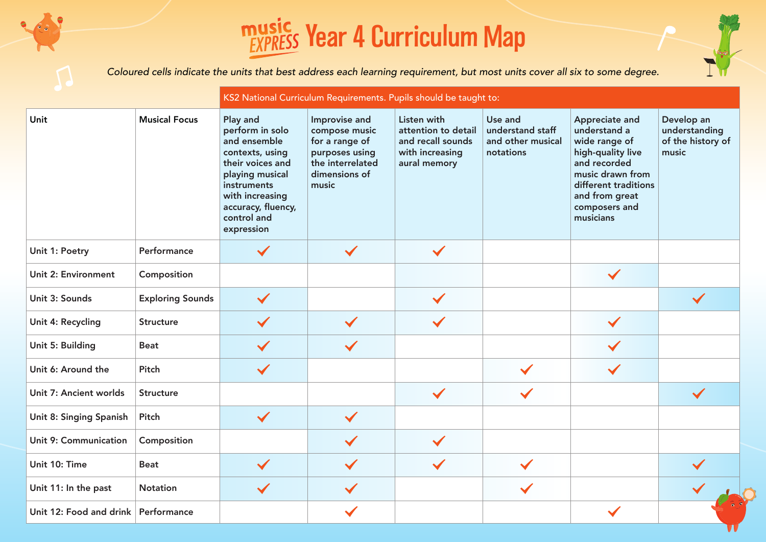# Music Express Year 4 Curriculum Map

*Coloured cells indicate the units that best address each learning requirement, but most units cover all six to some degree.*

| | | KS2 National Curriculum Requirements. Pupils should be taught to: | | | | | |
|---|---|---|---|---|---|---|---|
| **Unit** | **Musical Focus** | Play and perform in solo and ensemble contexts, using their voices and playing musical instruments with increasing accuracy, fluency, control and expression | Improvise and compose music for a range of purposes using the interrelated dimensions of music | Listen with attention to detail and recall sounds with increasing aural memory | Use and understand staff and other musical notations | Appreciate and understand a wide range of high-quality live and recorded music drawn from different traditions and from great composers and musicians | Develop an understanding of the history of music |
| Unit 1: Poetry | Performance | ✓ | ✓ | ✓ | | | |
| Unit 2: Environment | Composition | | | | | ✓ | |
| Unit 3: Sounds | Exploring Sounds | ✓ | | ✓ | | | ✓ |
| Unit 4: Recycling | Structure | ✓ | ✓ | ✓ | | ✓ | |
| Unit 5: Building | Beat | ✓ | ✓ | | | ✓ | |
| Unit 6: Around the | Pitch | ✓ | | | ✓ | ✓ | |
| Unit 7: Ancient worlds | Structure | | | ✓ | ✓ | | ✓ |
| Unit 8: Singing Spanish | Pitch | ✓ | ✓ | | | | |
| Unit 9: Communication | Composition | | ✓ | ✓ | | | |
| Unit 10: Time | Beat | ✓ | ✓ | ✓ | ✓ | | ✓ |
| Unit 11: In the past | Notation | ✓ | ✓ | | ✓ | | ✓ |
| Unit 12: Food and drink | Performance | | ✓ | | | ✓ | |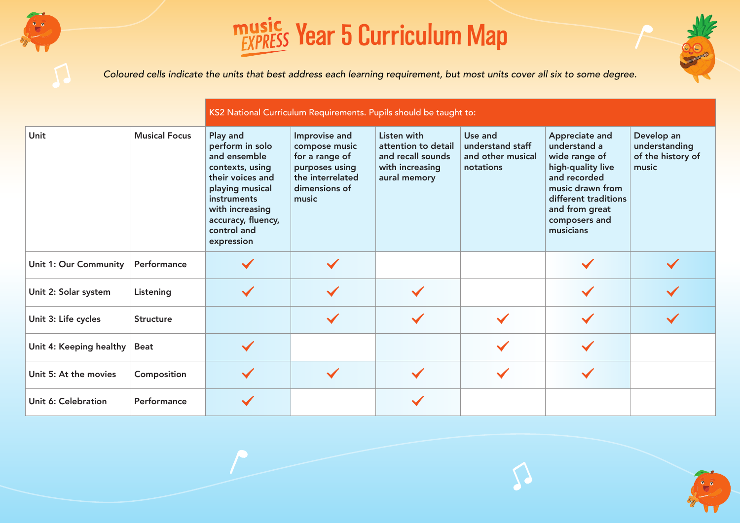# Music Express Year 5 Curriculum Map

*Coloured cells indicate the units that best address each learning requirement, but most units cover all six to some degree.*

| | | KS2 National Curriculum Requirements. Pupils should be taught to: | | | | | |
|---|---|---|---|---|---|---|---|
| **Unit** | **Musical Focus** | Play and perform in solo and ensemble contexts, using their voices and playing musical instruments with increasing accuracy, fluency, control and expression | Improvise and compose music for a range of purposes using the interrelated dimensions of music | Listen with attention to detail and recall sounds with increasing aural memory | Use and understand staff and other musical notations | Appreciate and understand a wide range of high-quality live and recorded music drawn from different traditions and from great composers and musicians | Develop an understanding of the history of music |
| Unit 1: Our Community | Performance | ✓ | ✓ | | | ✓ | ✓ |
| Unit 2: Solar system | Listening | ✓ | ✓ | ✓ | | ✓ | ✓ |
| Unit 3: Life cycles | Structure | | ✓ | ✓ | ✓ | ✓ | ✓ |
| Unit 4: Keeping healthy | Beat | ✓ | | | ✓ | ✓ | |
| Unit 5: At the movies | Composition | ✓ | ✓ | ✓ | ✓ | ✓ | |
| Unit 6: Celebration | Performance | ✓ | | ✓ | | | |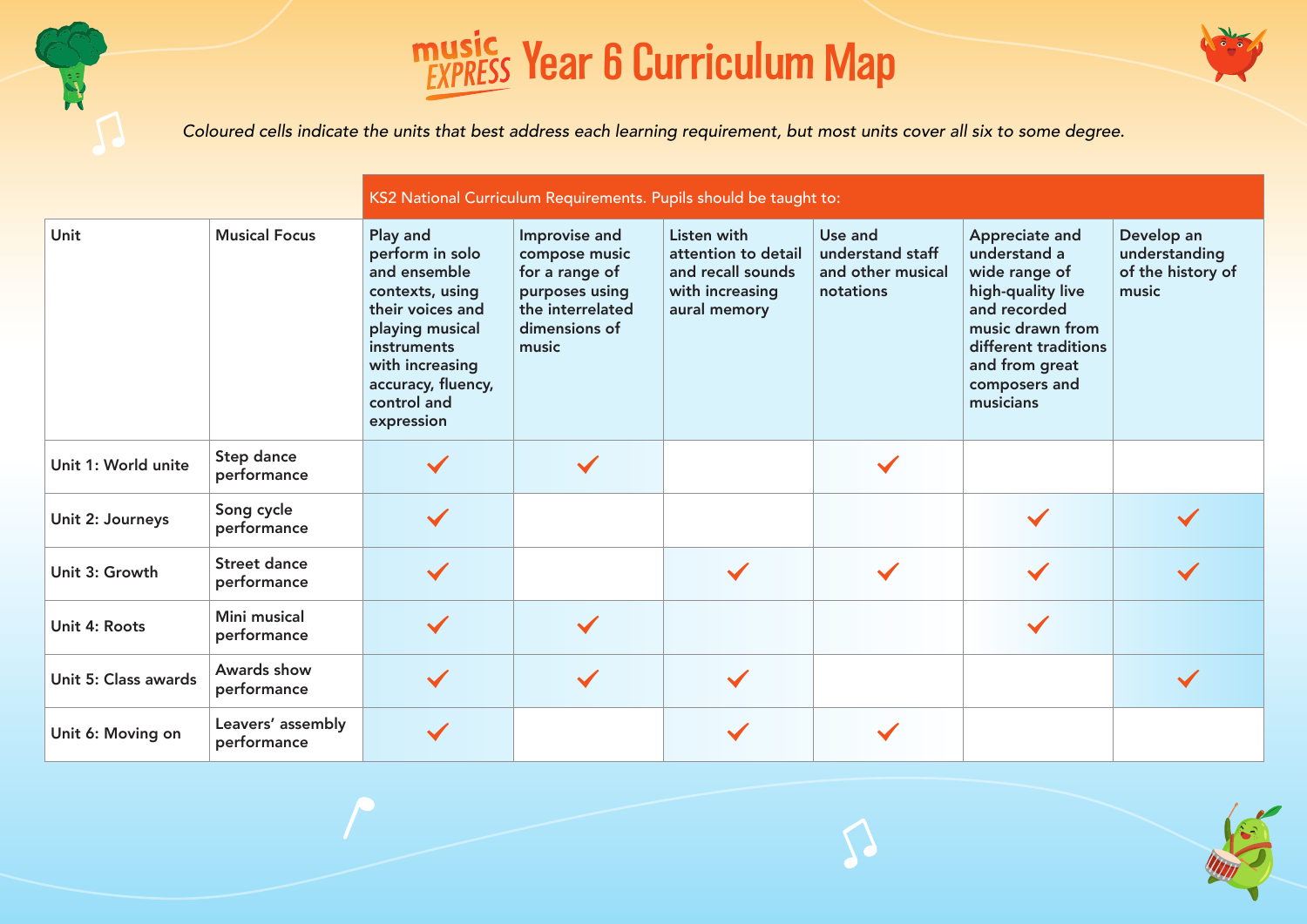# music EXPRESS Year 6 Curriculum Map

*Coloured cells indicate the units that best address each learning requirement, but most units cover all six to some degree.*

| | | KS2 National Curriculum Requirements. Pupils should be taught to: | | | | | |
|---|---|---|---|---|---|---|---|
| Unit | Musical Focus | Play and perform in solo and ensemble contexts, using their voices and playing musical instruments with increasing accuracy, fluency, control and expression | Improvise and compose music for a range of purposes using the interrelated dimensions of music | Listen with attention to detail and recall sounds with increasing aural memory | Use and understand staff and other musical notations | Appreciate and understand a wide range of high-quality live and recorded music drawn from different traditions and from great composers and musicians | Develop an understanding of the history of music |
| Unit 1: World unite | Step dance performance | ✓ | ✓ | | ✓ | | |
| Unit 2: Journeys | Song cycle performance | ✓ | | | | ✓ | ✓ |
| Unit 3: Growth | Street dance performance | ✓ | | ✓ | ✓ | ✓ | ✓ |
| Unit 4: Roots | Mini musical performance | ✓ | ✓ | | | ✓ | |
| Unit 5: Class awards | Awards show performance | ✓ | ✓ | ✓ | | | ✓ |
| Unit 6: Moving on | Leavers' assembly performance | ✓ | | ✓ | ✓ | | |